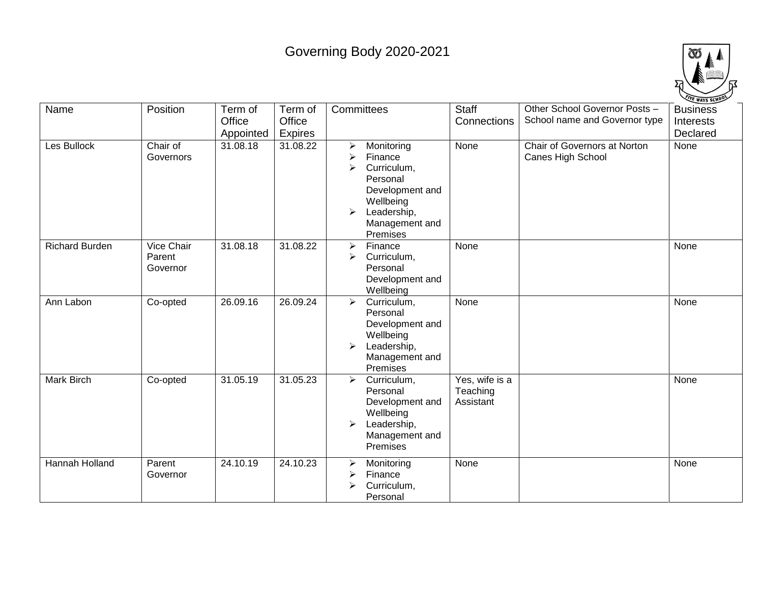# Governing Body 2020-2021

| Name | Position | Term of Office Appointed | Term of Office Expires | Committees | Staff Connections | Other School Governor Posts – School name and Governor type | Business Interests Declared |
|---|---|---|---|---|---|---|---|
| Les Bullock | Chair of Governors | 31.08.18 | 31.08.22 | ➢ Monitoring<br>➢ Finance<br>➢ Curriculum, Personal Development and Wellbeing<br>➢ Leadership, Management and Premises | None | Chair of Governors at Norton Canes High School | None |
| Richard Burden | Vice Chair Parent Governor | 31.08.18 | 31.08.22 | ➢ Finance<br>➢ Curriculum, Personal Development and Wellbeing | None | | None |
| Ann Labon | Co-opted | 26.09.16 | 26.09.24 | ➢ Curriculum, Personal Development and Wellbeing<br>➢ Leadership, Management and Premises | None | | None |
| Mark Birch | Co-opted | 31.05.19 | 31.05.23 | ➢ Curriculum, Personal Development and Wellbeing<br>➢ Leadership, Management and Premises | Yes, wife is a Teaching Assistant | | None |
| Hannah Holland | Parent Governor | 24.10.19 | 24.10.23 | ➢ Monitoring<br>➢ Finance<br>➢ Curriculum, Personal | None | | None |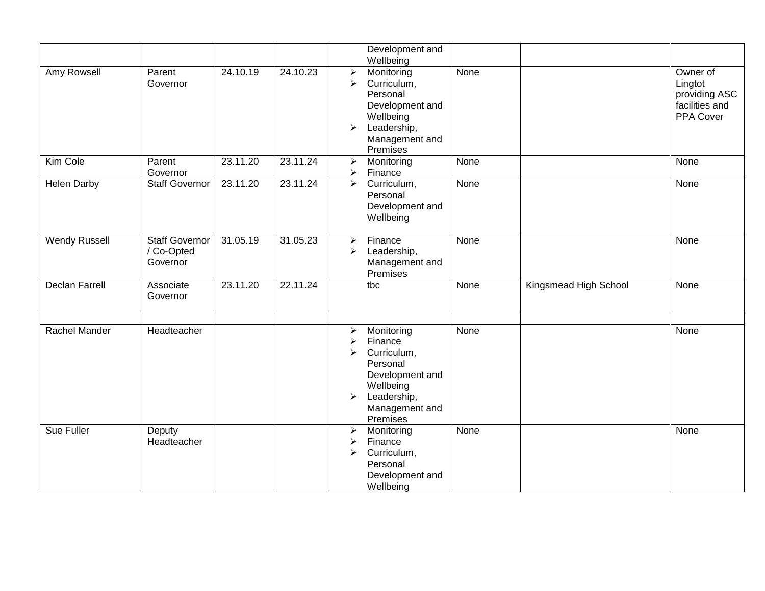| | | | | | | | |
|---|---|---|---|---|---|---|---|
| | | | | Development and Wellbeing | | | |
| Amy Rowsell | Parent Governor | 24.10.19 | 24.10.23 | ➢ Monitoring<br>➢ Curriculum, Personal Development and Wellbeing<br>➢ Leadership, Management and Premises | None | | Owner of Lingtot providing ASC facilities and PPA Cover |
| Kim Cole | Parent Governor | 23.11.20 | 23.11.24 | ➢ Monitoring<br>➢ Finance | None | | None |
| Helen Darby | Staff Governor | 23.11.20 | 23.11.24 | ➢ Curriculum, Personal Development and Wellbeing | None | | None |
| Wendy Russell | Staff Governor / Co-Opted Governor | 31.05.19 | 31.05.23 | ➢ Finance<br>➢ Leadership, Management and Premises | None | | None |
| Declan Farrell | Associate Governor | 23.11.20 | 22.11.24 | tbc | None | Kingsmead High School | None |
| | | | | | | | |
| Rachel Mander | Headteacher | | | ➢ Monitoring<br>➢ Finance<br>➢ Curriculum, Personal Development and Wellbeing<br>➢ Leadership, Management and Premises | None | | None |
| Sue Fuller | Deputy Headteacher | | | ➢ Monitoring<br>➢ Finance<br>➢ Curriculum, Personal Development and Wellbeing | None | | None |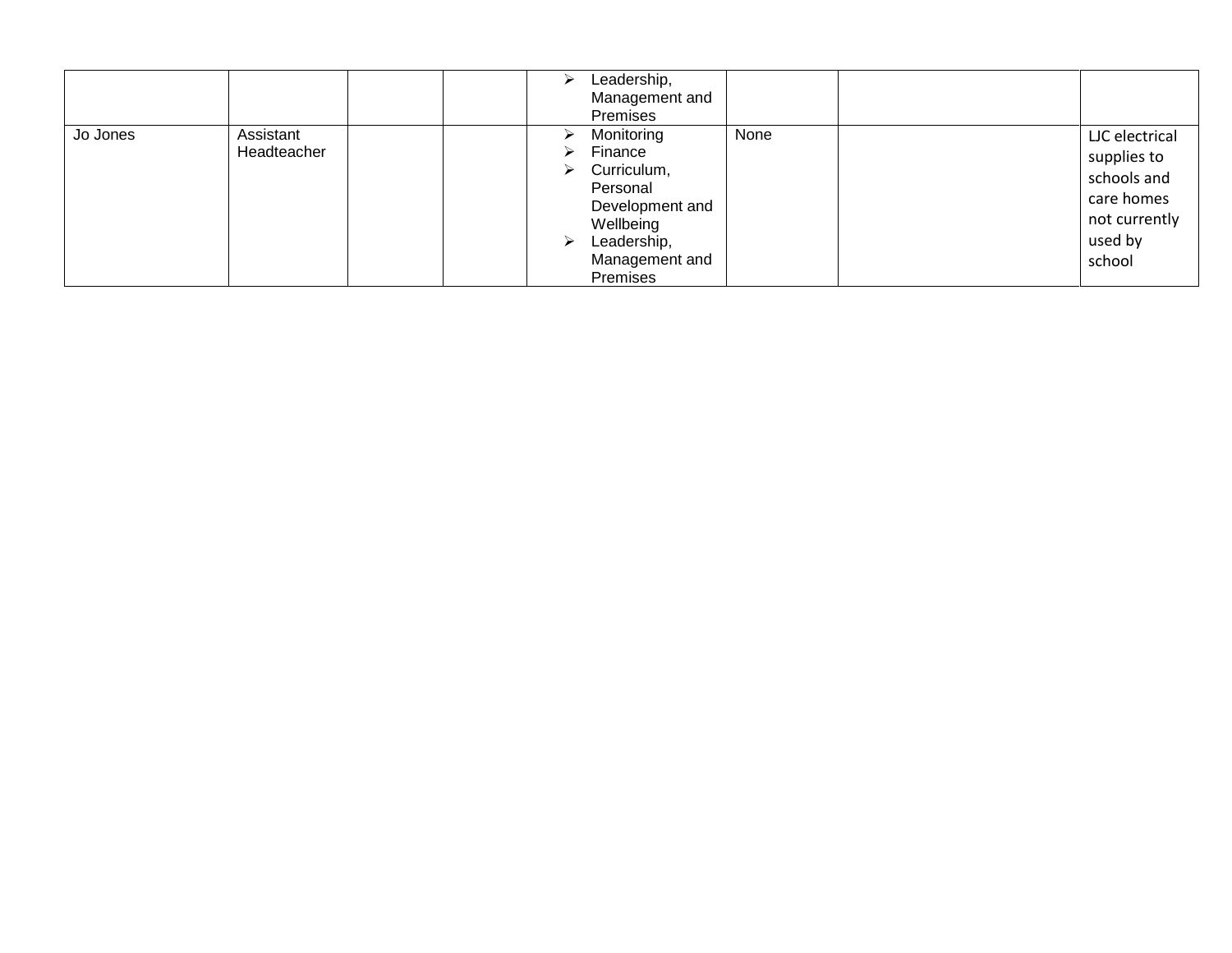| | | | | | | | |
|---|---|---|---|---|---|---|---|
| | | | | ➢ Leadership, Management and Premises | | | |
| Jo Jones | Assistant Headteacher | | | ➢ Monitoring<br>➢ Finance<br>➢ Curriculum, Personal Development and Wellbeing<br>➢ Leadership, Management and Premises | None | | LJC electrical supplies to schools and care homes not currently used by school |